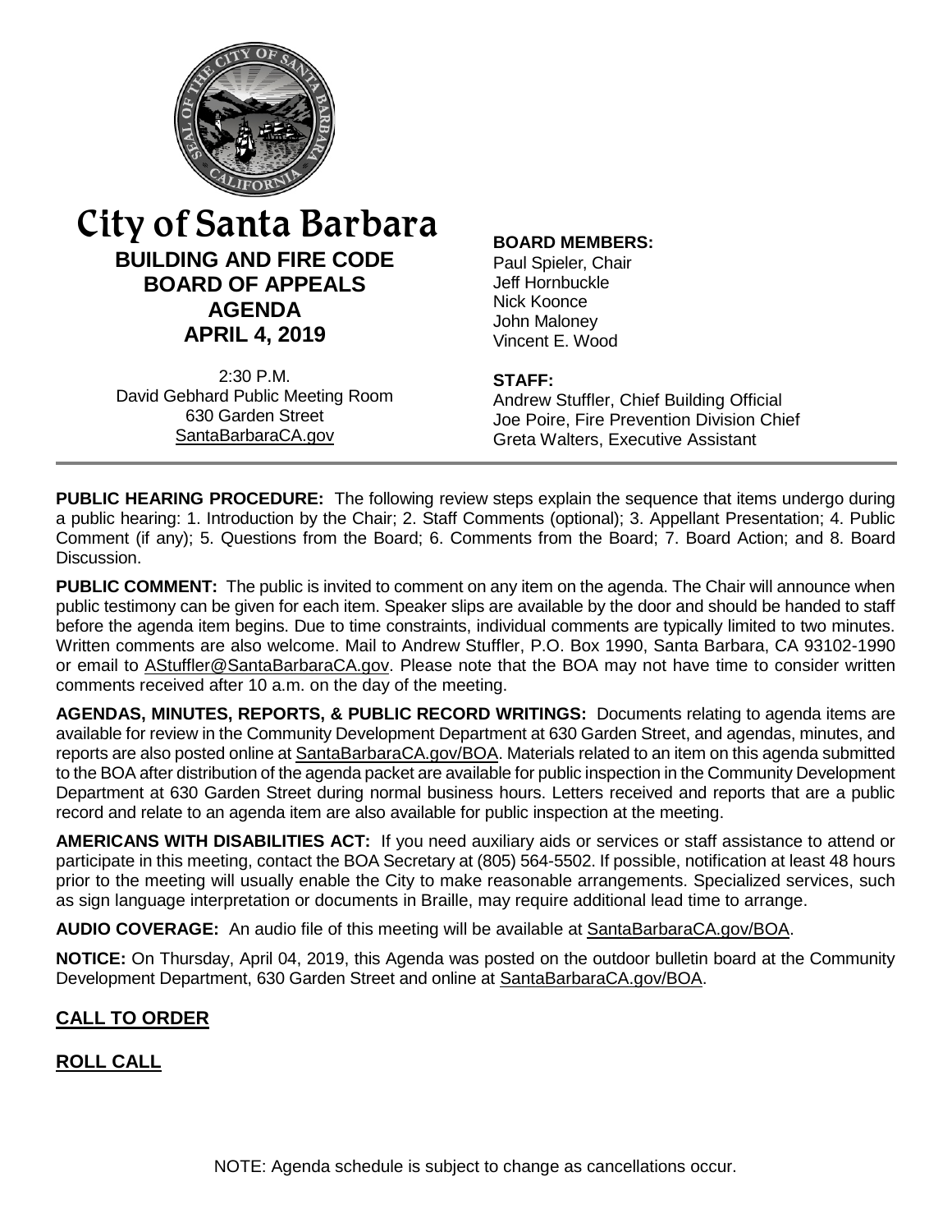# City of Santa Barbara

## BUILDING AND FIRE CODE BOARD OF APPEALS AGENDA

## APRIL 4, 2019

2:30 P.M.
David Gebhard Public Meeting Room
630 Garden Street
SantaBarbaraCA.gov

**BOARD MEMBERS:**
Paul Spieler, Chair
Jeff Hornbuckle
Nick Koonce
John Maloney
Vincent E. Wood

**STAFF:**
Andrew Stuffler, Chief Building Official
Joe Poire, Fire Prevention Division Chief
Greta Walters, Executive Assistant

---

**PUBLIC HEARING PROCEDURE:** The following review steps explain the sequence that items undergo during a public hearing: 1. Introduction by the Chair; 2. Staff Comments (optional); 3. Appellant Presentation; 4. Public Comment (if any); 5. Questions from the Board; 6. Comments from the Board; 7. Board Action; and 8. Board Discussion.

**PUBLIC COMMENT:** The public is invited to comment on any item on the agenda. The Chair will announce when public testimony can be given for each item. Speaker slips are available by the door and should be handed to staff before the agenda item begins. Due to time constraints, individual comments are typically limited to two minutes. Written comments are also welcome. Mail to Andrew Stuffler, P.O. Box 1990, Santa Barbara, CA 93102-1990 or email to AStuffler@SantaBarbaraCA.gov. Please note that the BOA may not have time to consider written comments received after 10 a.m. on the day of the meeting.

**AGENDAS, MINUTES, REPORTS, & PUBLIC RECORD WRITINGS:** Documents relating to agenda items are available for review in the Community Development Department at 630 Garden Street, and agendas, minutes, and reports are also posted online at SantaBarbaraCA.gov/BOA. Materials related to an item on this agenda submitted to the BOA after distribution of the agenda packet are available for public inspection in the Community Development Department at 630 Garden Street during normal business hours. Letters received and reports that are a public record and relate to an agenda item are also available for public inspection at the meeting.

**AMERICANS WITH DISABILITIES ACT:** If you need auxiliary aids or services or staff assistance to attend or participate in this meeting, contact the BOA Secretary at (805) 564-5502. If possible, notification at least 48 hours prior to the meeting will usually enable the City to make reasonable arrangements. Specialized services, such as sign language interpretation or documents in Braille, may require additional lead time to arrange.

**AUDIO COVERAGE:** An audio file of this meeting will be available at SantaBarbaraCA.gov/BOA.

**NOTICE:** On Thursday, April 04, 2019, this Agenda was posted on the outdoor bulletin board at the Community Development Department, 630 Garden Street and online at SantaBarbaraCA.gov/BOA.

## CALL TO ORDER

## ROLL CALL

NOTE: Agenda schedule is subject to change as cancellations occur.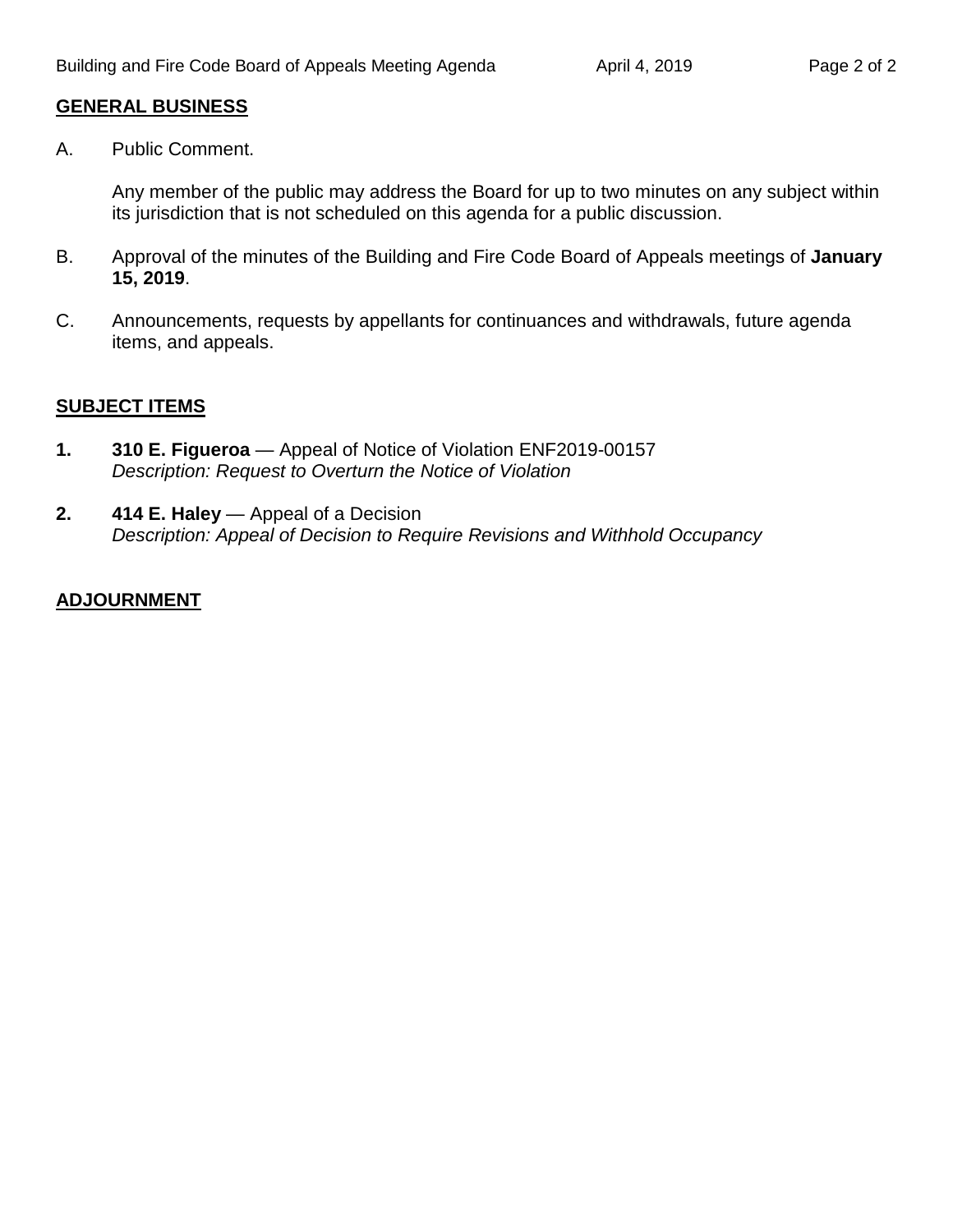## GENERAL BUSINESS

A. Public Comment.

   Any member of the public may address the Board for up to two minutes on any subject within its jurisdiction that is not scheduled on this agenda for a public discussion.

B. Approval of the minutes of the Building and Fire Code Board of Appeals meetings of **January 15, 2019**.

C. Announcements, requests by appellants for continuances and withdrawals, future agenda items, and appeals.

## SUBJECT ITEMS

**1.** **310 E. Figueroa** — Appeal of Notice of Violation ENF2019-00157
*Description: Request to Overturn the Notice of Violation*

**2.** **414 E. Haley** — Appeal of a Decision
*Description: Appeal of Decision to Require Revisions and Withhold Occupancy*

## ADJOURNMENT